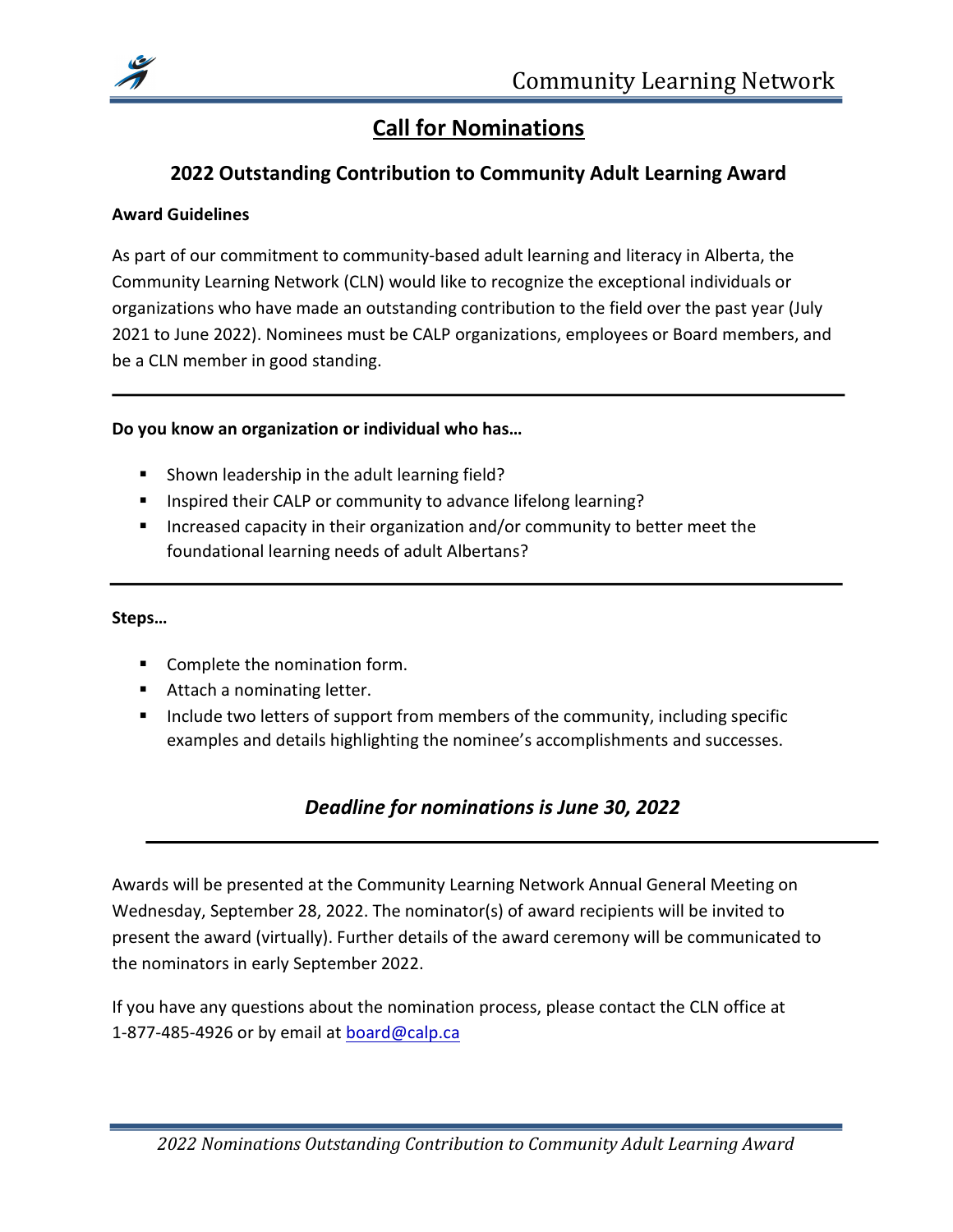# Call for Nominations

## 2022 Outstanding Contribution to Community Adult Learning Award

**Award Guidelines**

As part of our commitment to community-based adult learning and literacy in Alberta, the Community Learning Network (CLN) would like to recognize the exceptional individuals or organizations who have made an outstanding contribution to the field over the past year (July 2021 to June 2022). Nominees must be CALP organizations, employees or Board members, and be a CLN member in good standing.

---

**Do you know an organization or individual who has…**

- Shown leadership in the adult learning field?
- Inspired their CALP or community to advance lifelong learning?
- Increased capacity in their organization and/or community to better meet the foundational learning needs of adult Albertans?

---

**Steps…**

- Complete the nomination form.
- Attach a nominating letter.
- Include two letters of support from members of the community, including specific examples and details highlighting the nominee's accomplishments and successes.

***Deadline for nominations is June 30, 2022***

---

Awards will be presented at the Community Learning Network Annual General Meeting on Wednesday, September 28, 2022. The nominator(s) of award recipients will be invited to present the award (virtually). Further details of the award ceremony will be communicated to the nominators in early September 2022.

If you have any questions about the nomination process, please contact the CLN office at 1-877-485-4926 or by email at board@calp.ca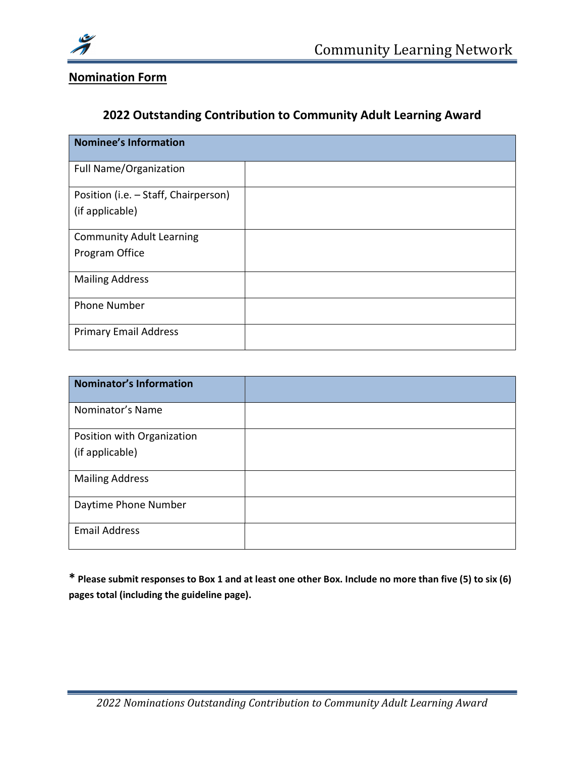**Nomination Form**

## 2022 Outstanding Contribution to Community Adult Learning Award

| Nominee's Information | |
|---|---|
| Full Name/Organization | |
| Position (i.e. – Staff, Chairperson) (if applicable) | |
| Community Adult Learning Program Office | |
| Mailing Address | |
| Phone Number | |
| Primary Email Address | |

| Nominator's Information | |
|---|---|
| Nominator's Name | |
| Position with Organization (if applicable) | |
| Mailing Address | |
| Daytime Phone Number | |
| Email Address | |

**\* Please submit responses to Box 1 and at least one other Box. Include no more than five (5) to six (6) pages total (including the guideline page).**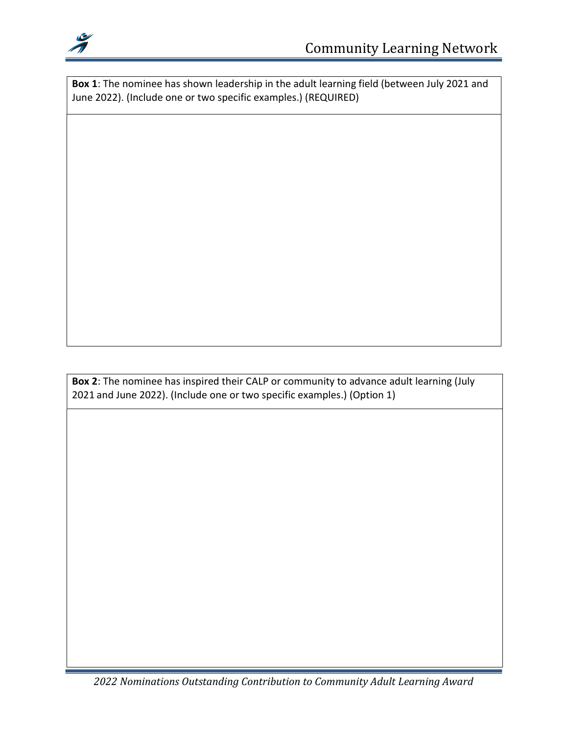| **Box 1**: The nominee has shown leadership in the adult learning field (between July 2021 and June 2022). (Include one or two specific examples.) (REQUIRED) |
| --- |
| |

| **Box 2**: The nominee has inspired their CALP or community to advance adult learning (July 2021 and June 2022). (Include one or two specific examples.) (Option 1) |
| --- |
| |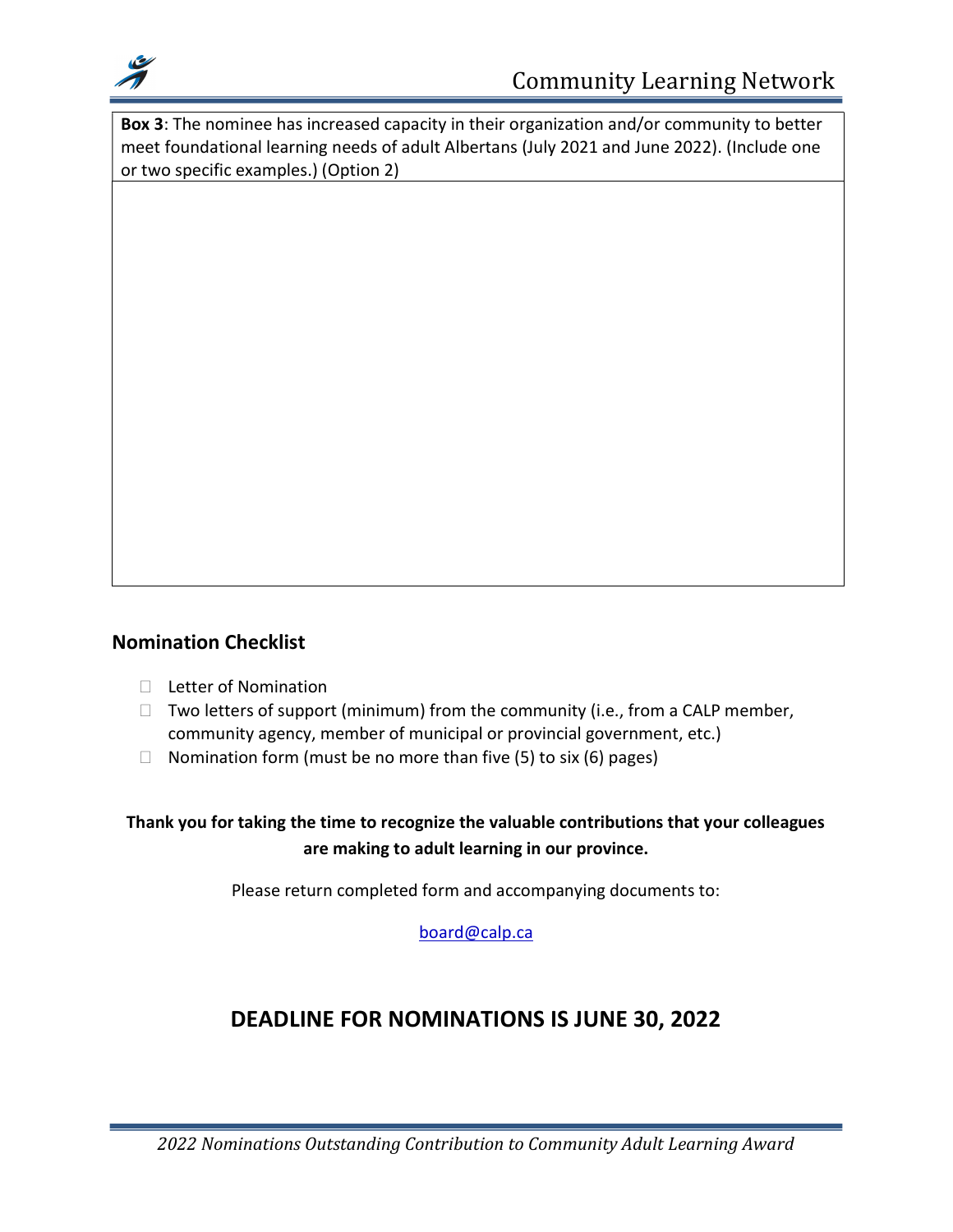**Box 3**: The nominee has increased capacity in their organization and/or community to better meet foundational learning needs of adult Albertans (July 2021 and June 2022). (Include one or two specific examples.) (Option 2)

## Nomination Checklist

- ☐ Letter of Nomination
- ☐ Two letters of support (minimum) from the community (i.e., from a CALP member, community agency, member of municipal or provincial government, etc.)
- ☐ Nomination form (must be no more than five (5) to six (6) pages)

**Thank you for taking the time to recognize the valuable contributions that your colleagues are making to adult learning in our province.**

Please return completed form and accompanying documents to:

board@calp.ca

## DEADLINE FOR NOMINATIONS IS JUNE 30, 2022